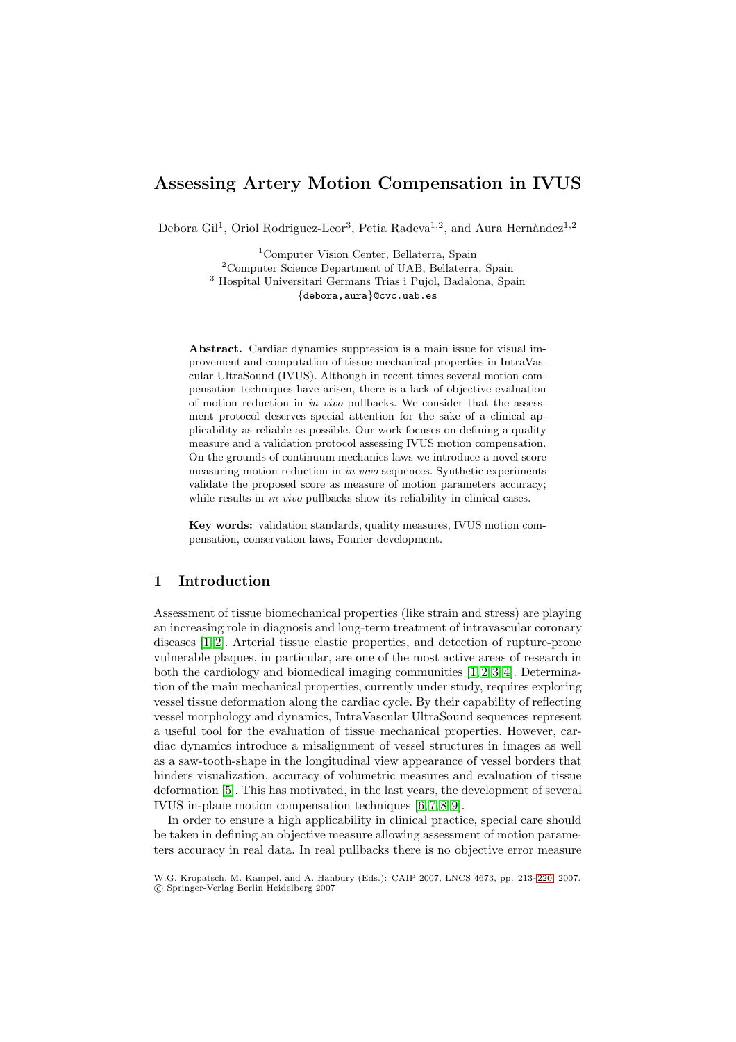# Assessing Artery Motion Compensation in IVUS

Debora Gil[1], Oriol Rodriguez-Leor[3], Petia Radeva[1,2], and Aura Hernàndez[1,2]

[1]Computer Vision Center, Bellaterra, Spain
[2]Computer Science Department of UAB, Bellaterra, Spain
[3] Hospital Universitari Germans Trias i Pujol, Badalona, Spain
{debora,aura}@cvc.uab.es

**Abstract.** Cardiac dynamics suppression is a main issue for visual improvement and computation of tissue mechanical properties in IntraVascular UltraSound (IVUS). Although in recent times several motion compensation techniques have arisen, there is a lack of objective evaluation of motion reduction in *in vivo* pullbacks. We consider that the assessment protocol deserves special attention for the sake of a clinical applicability as reliable as possible. Our work focuses on defining a quality measure and a validation protocol assessing IVUS motion compensation. On the grounds of continuum mechanics laws we introduce a novel score measuring motion reduction in *in vivo* sequences. Synthetic experiments validate the proposed score as measure of motion parameters accuracy; while results in *in vivo* pullbacks show its reliability in clinical cases.

**Key words:** validation standards, quality measures, IVUS motion compensation, conservation laws, Fourier development.

## 1 Introduction

Assessment of tissue biomechanical properties (like strain and stress) are playing an increasing role in diagnosis and long-term treatment of intravascular coronary diseases [1,2]. Arterial tissue elastic properties, and detection of rupture-prone vulnerable plaques, in particular, are one of the most active areas of research in both the cardiology and biomedical imaging communities [1,2,3,4]. Determination of the main mechanical properties, currently under study, requires exploring vessel tissue deformation along the cardiac cycle. By their capability of reflecting vessel morphology and dynamics, IntraVascular UltraSound sequences represent a useful tool for the evaluation of tissue mechanical properties. However, cardiac dynamics introduce a misalignment of vessel structures in images as well as a saw-tooth-shape in the longitudinal view appearance of vessel borders that hinders visualization, accuracy of volumetric measures and evaluation of tissue deformation [5]. This has motivated, in the last years, the development of several IVUS in-plane motion compensation techniques [6,7,8,9].

In order to ensure a high applicability in clinical practice, special care should be taken in defining an objective measure allowing assessment of motion parameters accuracy in real data. In real pullbacks there is no objective error measure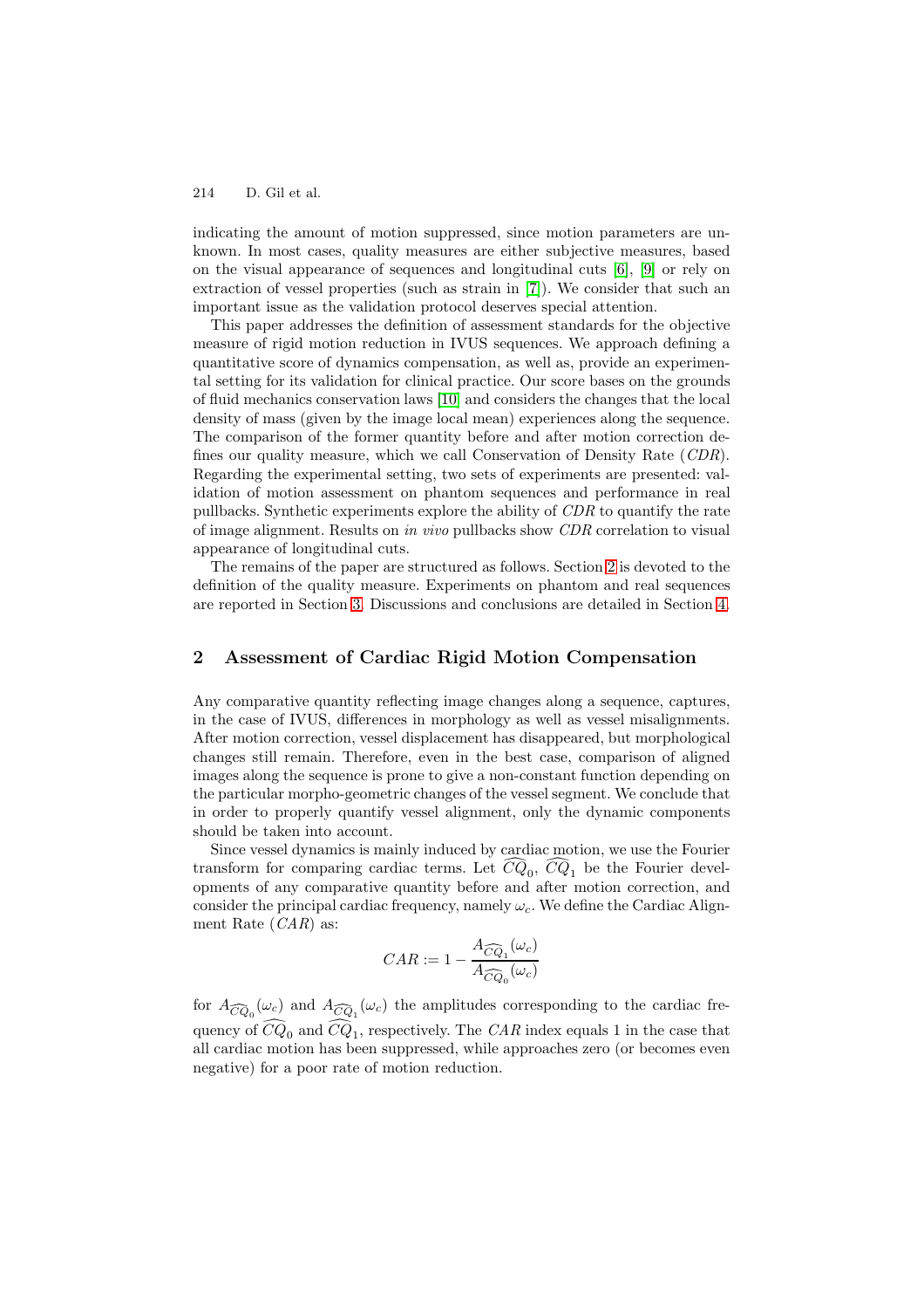indicating the amount of motion suppressed, since motion parameters are unknown. In most cases, quality measures are either subjective measures, based on the visual appearance of sequences and longitudinal cuts [6], [9] or rely on extraction of vessel properties (such as strain in [7]). We consider that such an important issue as the validation protocol deserves special attention.

This paper addresses the definition of assessment standards for the objective measure of rigid motion reduction in IVUS sequences. We approach defining a quantitative score of dynamics compensation, as well as, provide an experimental setting for its validation for clinical practice. Our score bases on the grounds of fluid mechanics conservation laws [10] and considers the changes that the local density of mass (given by the image local mean) experiences along the sequence. The comparison of the former quantity before and after motion correction defines our quality measure, which we call Conservation of Density Rate (*CDR*). Regarding the experimental setting, two sets of experiments are presented: validation of motion assessment on phantom sequences and performance in real pullbacks. Synthetic experiments explore the ability of *CDR* to quantify the rate of image alignment. Results on *in vivo* pullbacks show *CDR* correlation to visual appearance of longitudinal cuts.

The remains of the paper are structured as follows. Section 2 is devoted to the definition of the quality measure. Experiments on phantom and real sequences are reported in Section 3. Discussions and conclusions are detailed in Section 4.

## 2 Assessment of Cardiac Rigid Motion Compensation

Any comparative quantity reflecting image changes along a sequence, captures, in the case of IVUS, differences in morphology as well as vessel misalignments. After motion correction, vessel displacement has disappeared, but morphological changes still remain. Therefore, even in the best case, comparison of aligned images along the sequence is prone to give a non-constant function depending on the particular morpho-geometric changes of the vessel segment. We conclude that in order to properly quantify vessel alignment, only the dynamic components should be taken into account.

Since vessel dynamics is mainly induced by cardiac motion, we use the Fourier transform for comparing cardiac terms. Let $\widehat{CQ}_0$, $\widehat{CQ}_1$ be the Fourier developments of any comparative quantity before and after motion correction, and consider the principal cardiac frequency, namely $\omega_c$. We define the Cardiac Alignment Rate ($CAR$) as:

$$CAR := 1 - \frac{A_{\widehat{CQ}_1}(\omega_c)}{A_{\widehat{CQ}_0}(\omega_c)}$$

for $A_{\widehat{CQ}_0}(\omega_c)$ and $A_{\widehat{CQ}_1}(\omega_c)$ the amplitudes corresponding to the cardiac frequency of $\widehat{CQ}_0$ and $\widehat{CQ}_1$, respectively. The $CAR$ index equals 1 in the case that all cardiac motion has been suppressed, while approaches zero (or becomes even negative) for a poor rate of motion reduction.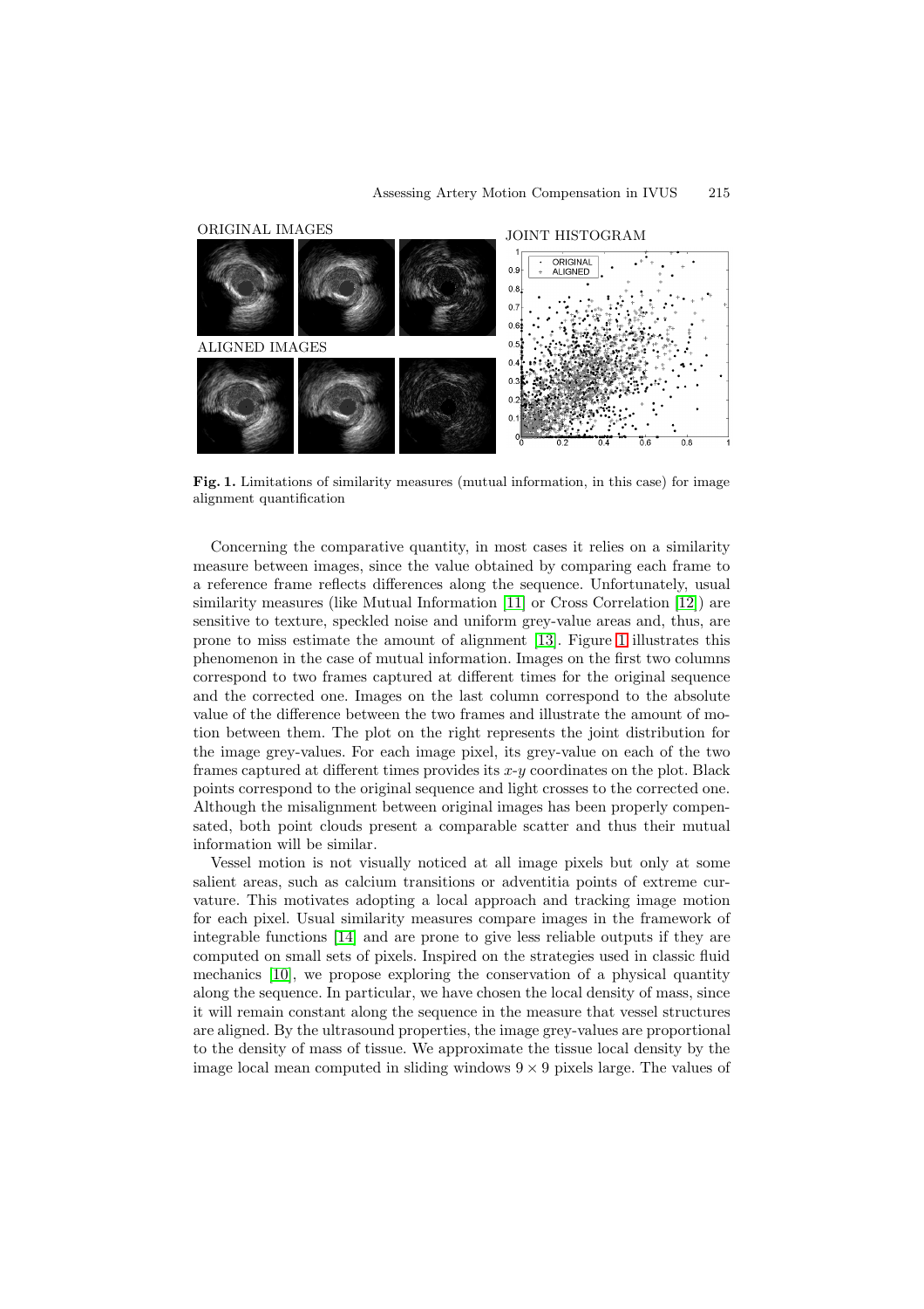ORIGINAL IMAGES

ALIGNED IMAGES

JOINT HISTOGRAM

ORIGINAL
ALIGNED

0.9
0.8
0.7
0.6
0.5
0.4
0.3
0.2
0.1
0
1

0 0.2 0.4 0.6 0.8 1

**Fig. 1.** Limitations of similarity measures (mutual information, in this case) for image alignment quantification

Concerning the comparative quantity, in most cases it relies on a similarity measure between images, since the value obtained by comparing each frame to a reference frame reflects differences along the sequence. Unfortunately, usual similarity measures (like Mutual Information [11] or Cross Correlation [12]) are sensitive to texture, speckled noise and uniform grey-value areas and, thus, are prone to miss estimate the amount of alignment [13]. Figure 1 illustrates this phenomenon in the case of mutual information. Images on the first two columns correspond to two frames captured at different times for the original sequence and the corrected one. Images on the last column correspond to the absolute value of the difference between the two frames and illustrate the amount of motion between them. The plot on the right represents the joint distribution for the image grey-values. For each image pixel, its grey-value on each of the two frames captured at different times provides its $x$-$y$ coordinates on the plot. Black points correspond to the original sequence and light crosses to the corrected one. Although the misalignment between original images has been properly compensated, both point clouds present a comparable scatter and thus their mutual information will be similar.

Vessel motion is not visually noticed at all image pixels but only at some salient areas, such as calcium transitions or adventitia points of extreme curvature. This motivates adopting a local approach and tracking image motion for each pixel. Usual similarity measures compare images in the framework of integrable functions [14] and are prone to give less reliable outputs if they are computed on small sets of pixels. Inspired on the strategies used in classic fluid mechanics [10], we propose exploring the conservation of a physical quantity along the sequence. In particular, we have chosen the local density of mass, since it will remain constant along the sequence in the measure that vessel structures are aligned. By the ultrasound properties, the image grey-values are proportional to the density of mass of tissue. We approximate the tissue local density by the image local mean computed in sliding windows $9 \times 9$ pixels large. The values of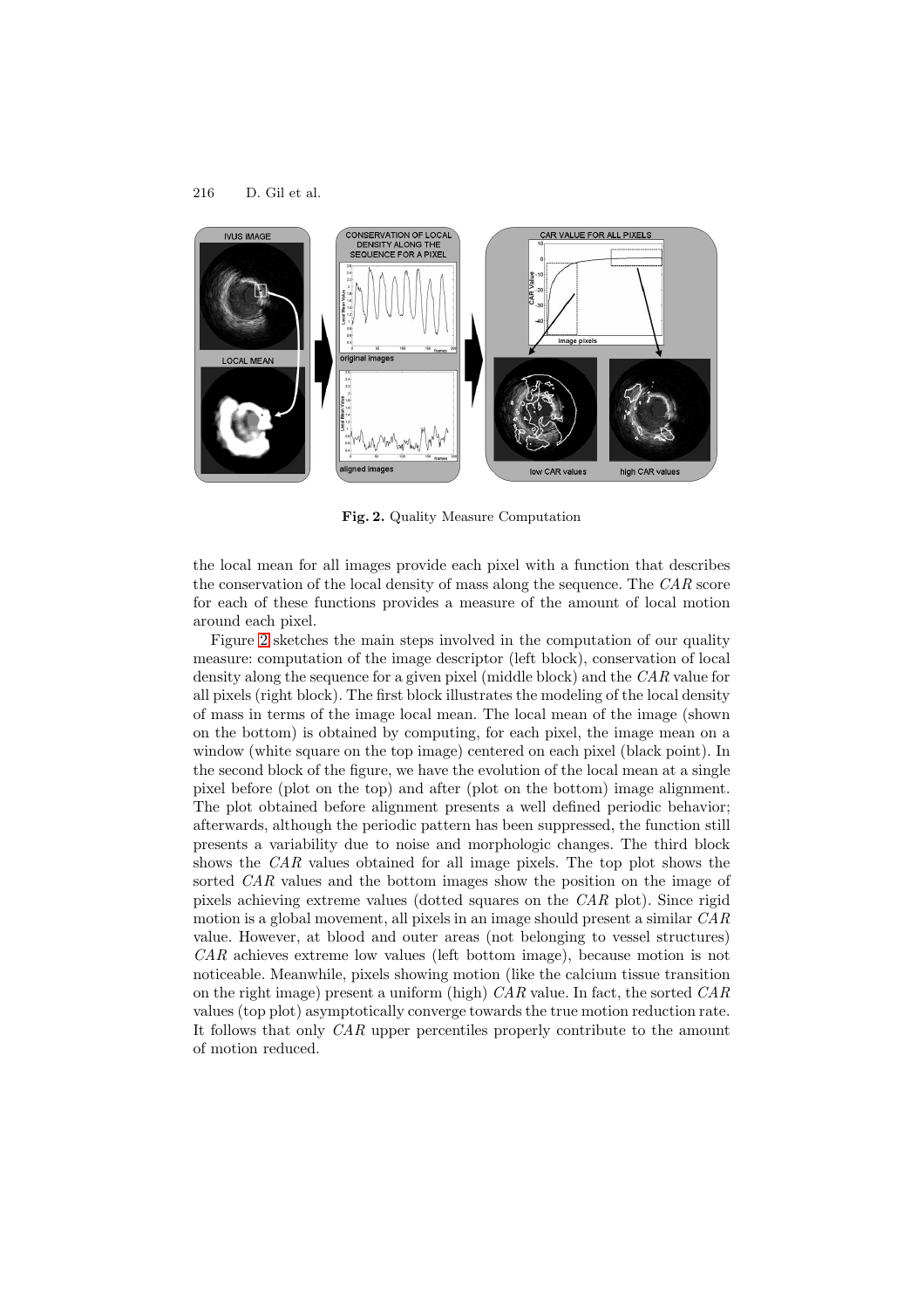IVUS IMAGE

LOCAL MEAN

CONSERVATION OF LOCAL DENSITY ALONG THE SEQUENCE FOR A PIXEL

original images

aligned images

CAR VALUE FOR ALL PIXELS

CAR Value

image pixels

low CAR values

high CAR values

**Fig. 2.** Quality Measure Computation

the local mean for all images provide each pixel with a function that describes the conservation of the local density of mass along the sequence. The *CAR* score for each of these functions provides a measure of the amount of local motion around each pixel.

Figure 2 sketches the main steps involved in the computation of our quality measure: computation of the image descriptor (left block), conservation of local density along the sequence for a given pixel (middle block) and the *CAR* value for all pixels (right block). The first block illustrates the modeling of the local density of mass in terms of the image local mean. The local mean of the image (shown on the bottom) is obtained by computing, for each pixel, the image mean on a window (white square on the top image) centered on each pixel (black point). In the second block of the figure, we have the evolution of the local mean at a single pixel before (plot on the top) and after (plot on the bottom) image alignment. The plot obtained before alignment presents a well defined periodic behavior; afterwards, although the periodic pattern has been suppressed, the function still presents a variability due to noise and morphologic changes. The third block shows the *CAR* values obtained for all image pixels. The top plot shows the sorted *CAR* values and the bottom images show the position on the image of pixels achieving extreme values (dotted squares on the *CAR* plot). Since rigid motion is a global movement, all pixels in an image should present a similar *CAR* value. However, at blood and outer areas (not belonging to vessel structures) *CAR* achieves extreme low values (left bottom image), because motion is not noticeable. Meanwhile, pixels showing motion (like the calcium tissue transition on the right image) present a uniform (high) *CAR* value. In fact, the sorted *CAR* values (top plot) asymptotically converge towards the true motion reduction rate. It follows that only *CAR* upper percentiles properly contribute to the amount of motion reduced.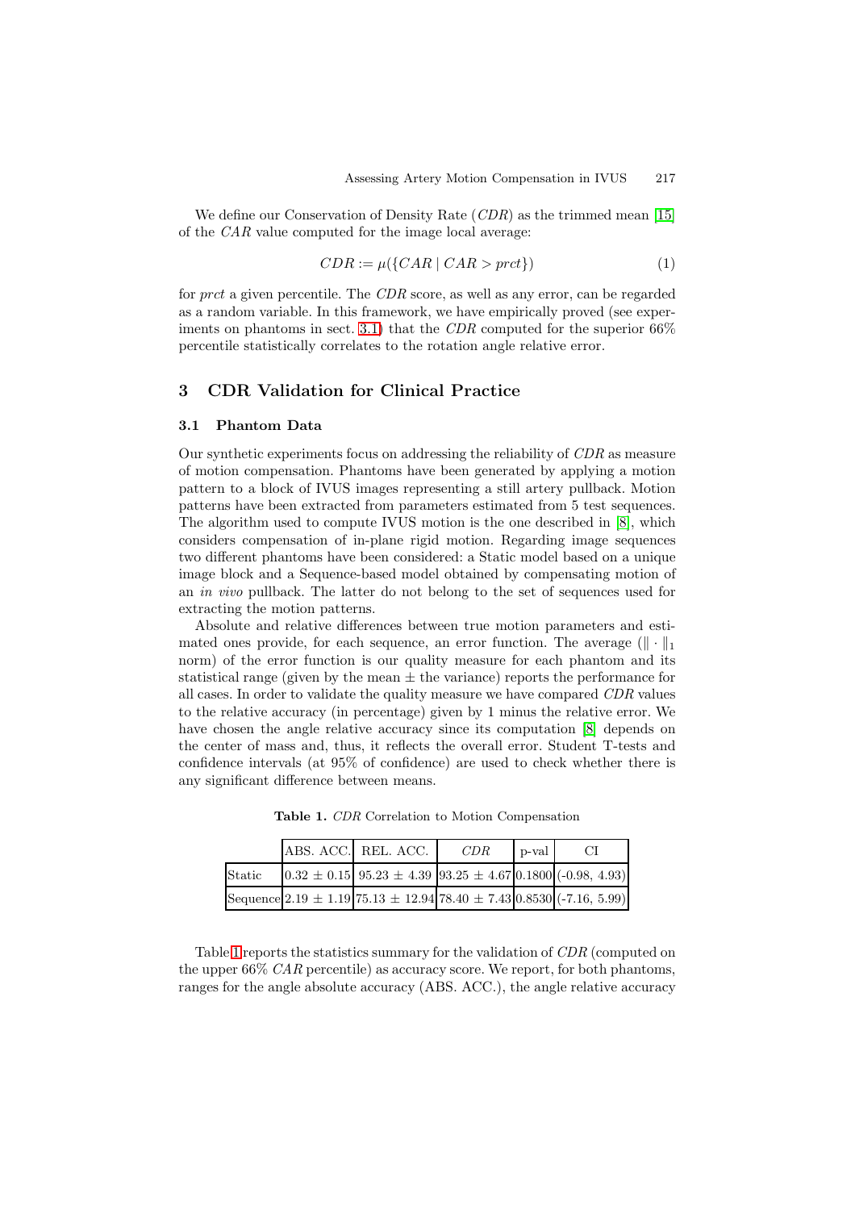We define our Conservation of Density Rate (*CDR*) as the trimmed mean [15] of the *CAR* value computed for the image local average:

$$CDR := \mu(\{CAR \mid CAR > prct\}) \tag{1}$$

for *prct* a given percentile. The *CDR* score, as well as any error, can be regarded as a random variable. In this framework, we have empirically proved (see experiments on phantoms in sect. 3.1) that the *CDR* computed for the superior 66% percentile statistically correlates to the rotation angle relative error.

## 3 CDR Validation for Clinical Practice

### 3.1 Phantom Data

Our synthetic experiments focus on addressing the reliability of *CDR* as measure of motion compensation. Phantoms have been generated by applying a motion pattern to a block of IVUS images representing a still artery pullback. Motion patterns have been extracted from parameters estimated from 5 test sequences. The algorithm used to compute IVUS motion is the one described in [8], which considers compensation of in-plane rigid motion. Regarding image sequences two different phantoms have been considered: a Static model based on a unique image block and a Sequence-based model obtained by compensating motion of an *in vivo* pullback. The latter do not belong to the set of sequences used for extracting the motion patterns.

Absolute and relative differences between true motion parameters and estimated ones provide, for each sequence, an error function. The average ($\|\cdot\|_1$ norm) of the error function is our quality measure for each phantom and its statistical range (given by the mean $\pm$ the variance) reports the performance for all cases. In order to validate the quality measure we have compared *CDR* values to the relative accuracy (in percentage) given by 1 minus the relative error. We have chosen the angle relative accuracy since its computation [8] depends on the center of mass and, thus, it reflects the overall error. Student T-tests and confidence intervals (at 95% of confidence) are used to check whether there is any significant difference between means.

**Table 1.** *CDR* Correlation to Motion Compensation

| | ABS. ACC. | REL. ACC. | *CDR* | p-val | CI |
|---|---|---|---|---|---|
| Static | $0.32 \pm 0.15$ | $95.23 \pm 4.39$ | $93.25 \pm 4.67$ | 0.1800 | (-0.98, 4.93) |
| Sequence | $2.19 \pm 1.19$ | $75.13 \pm 12.94$ | $78.40 \pm 7.43$ | 0.8530 | (-7.16, 5.99) |

Table 1 reports the statistics summary for the validation of *CDR* (computed on the upper 66% *CAR* percentile) as accuracy score. We report, for both phantoms, ranges for the angle absolute accuracy (ABS. ACC.), the angle relative accuracy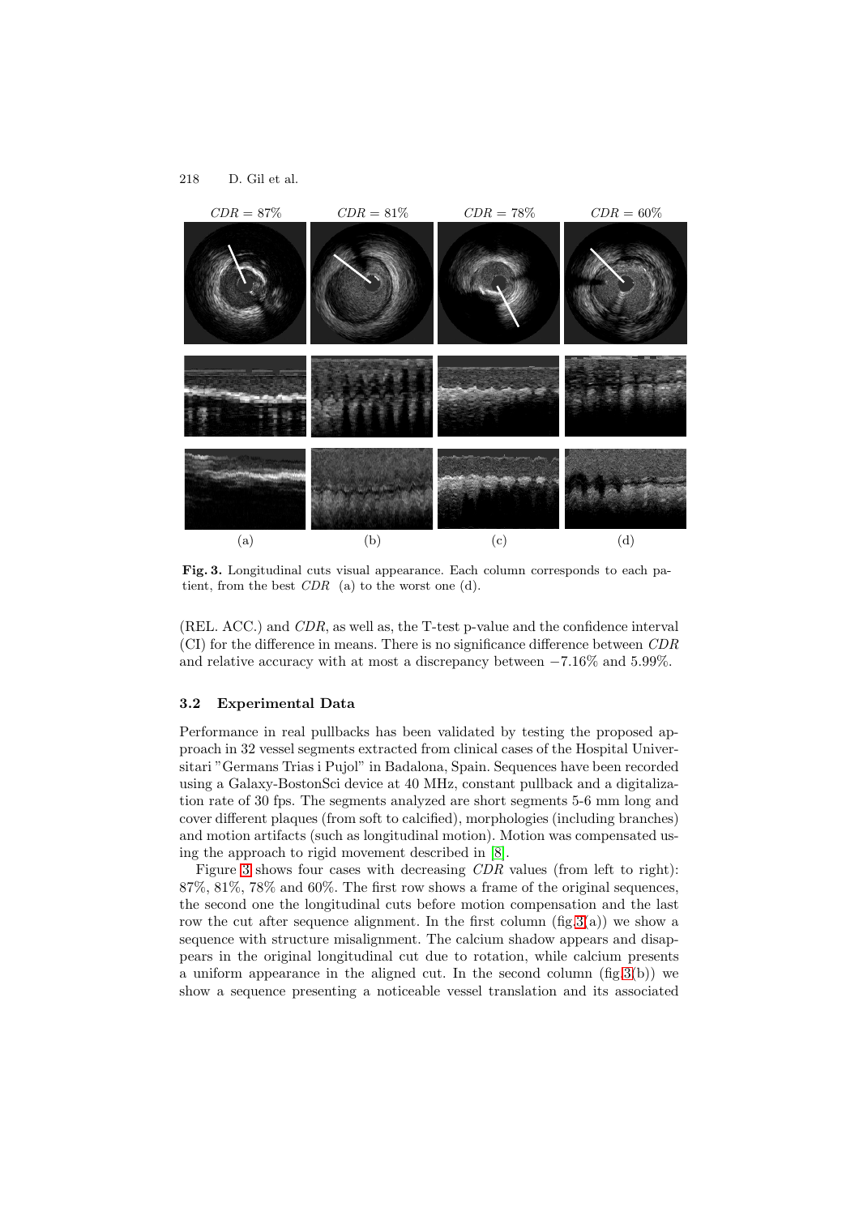$CDR = 87\%$ $CDR = 81\%$ $CDR = 78\%$ $CDR = 60\%$

(a) (b) (c) (d)

**Fig. 3.** Longitudinal cuts visual appearance. Each column corresponds to each patient, from the best $CDR$ (a) to the worst one (d).

(REL. ACC.) and $CDR$, as well as, the T-test p-value and the confidence interval (CI) for the difference in means. There is no significance difference between $CDR$ and relative accuracy with at most a discrepancy between $-7.16\%$ and $5.99\%$.

### 3.2 Experimental Data

Performance in real pullbacks has been validated by testing the proposed approach in 32 vessel segments extracted from clinical cases of the Hospital Universitari "Germans Trias i Pujol" in Badalona, Spain. Sequences have been recorded using a Galaxy-BostonSci device at 40 MHz, constant pullback and a digitalization rate of 30 fps. The segments analyzed are short segments 5-6 mm long and cover different plaques (from soft to calcified), morphologies (including branches) and motion artifacts (such as longitudinal motion). Motion was compensated using the approach to rigid movement described in [8].

Figure 3 shows four cases with decreasing $CDR$ values (from left to right): 87%, 81%, 78% and 60%. The first row shows a frame of the original sequences, the second one the longitudinal cuts before motion compensation and the last row the cut after sequence alignment. In the first column (fig.3(a)) we show a sequence with structure misalignment. The calcium shadow appears and disappears in the original longitudinal cut due to rotation, while calcium presents a uniform appearance in the aligned cut. In the second column (fig.3(b)) we show a sequence presenting a noticeable vessel translation and its associated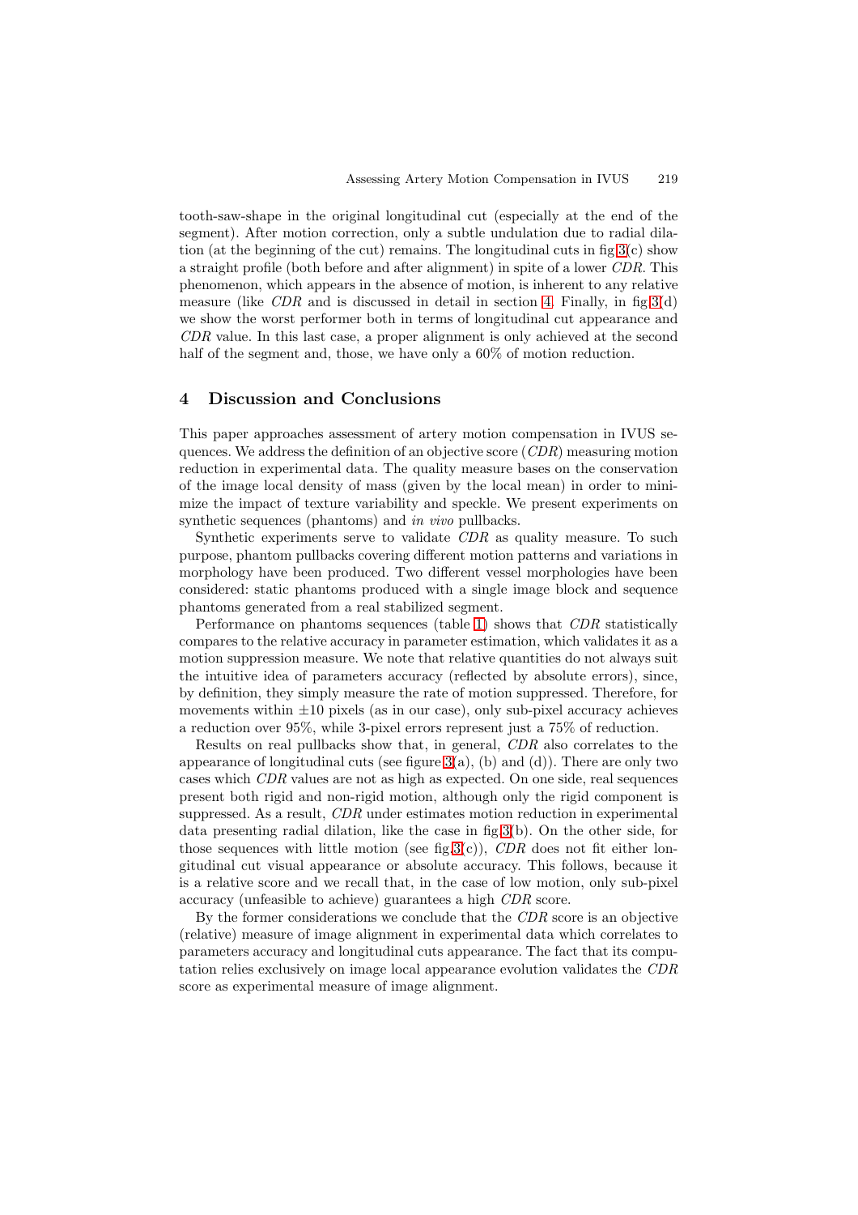tooth-saw-shape in the original longitudinal cut (especially at the end of the segment). After motion correction, only a subtle undulation due to radial dilation (at the beginning of the cut) remains. The longitudinal cuts in fig 3(c) show a straight profile (both before and after alignment) in spite of a lower *CDR*. This phenomenon, which appears in the absence of motion, is inherent to any relative measure (like *CDR* and is discussed in detail in section 4. Finally, in fig 3(d) we show the worst performer both in terms of longitudinal cut appearance and *CDR* value. In this last case, a proper alignment is only achieved at the second half of the segment and, those, we have only a 60% of motion reduction.

## 4 Discussion and Conclusions

This paper approaches assessment of artery motion compensation in IVUS sequences. We address the definition of an objective score (*CDR*) measuring motion reduction in experimental data. The quality measure bases on the conservation of the image local density of mass (given by the local mean) in order to minimize the impact of texture variability and speckle. We present experiments on synthetic sequences (phantoms) and *in vivo* pullbacks.

Synthetic experiments serve to validate *CDR* as quality measure. To such purpose, phantom pullbacks covering different motion patterns and variations in morphology have been produced. Two different vessel morphologies have been considered: static phantoms produced with a single image block and sequence phantoms generated from a real stabilized segment.

Performance on phantoms sequences (table 1) shows that *CDR* statistically compares to the relative accuracy in parameter estimation, which validates it as a motion suppression measure. We note that relative quantities do not always suit the intuitive idea of parameters accuracy (reflected by absolute errors), since, by definition, they simply measure the rate of motion suppressed. Therefore, for movements within $\pm 10$ pixels (as in our case), only sub-pixel accuracy achieves a reduction over 95%, while 3-pixel errors represent just a 75% of reduction.

Results on real pullbacks show that, in general, *CDR* also correlates to the appearance of longitudinal cuts (see figure 3(a), (b) and (d)). There are only two cases which *CDR* values are not as high as expected. On one side, real sequences present both rigid and non-rigid motion, although only the rigid component is suppressed. As a result, *CDR* under estimates motion reduction in experimental data presenting radial dilation, like the case in fig 3(b). On the other side, for those sequences with little motion (see fig 3(c)), *CDR* does not fit either longitudinal cut visual appearance or absolute accuracy. This follows, because it is a relative score and we recall that, in the case of low motion, only sub-pixel accuracy (unfeasible to achieve) guarantees a high *CDR* score.

By the former considerations we conclude that the *CDR* score is an objective (relative) measure of image alignment in experimental data which correlates to parameters accuracy and longitudinal cuts appearance. The fact that its computation relies exclusively on image local appearance evolution validates the *CDR* score as experimental measure of image alignment.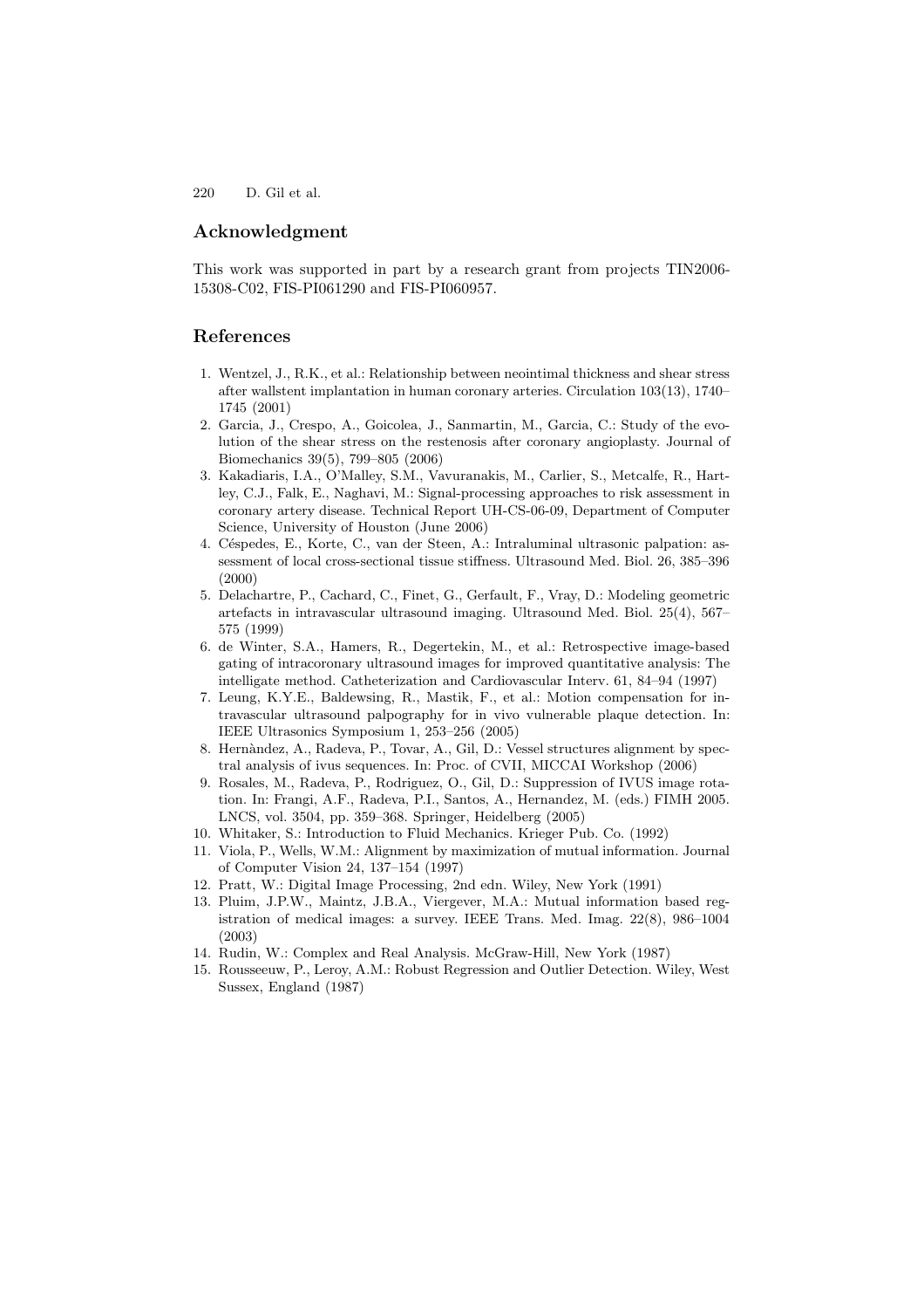## Acknowledgment

This work was supported in part by a research grant from projects TIN2006-15308-C02, FIS-PI061290 and FIS-PI060957.

## References

1. Wentzel, J., R.K., et al.: Relationship between neointimal thickness and shear stress after wallstent implantation in human coronary arteries. Circulation 103(13), 1740–1745 (2001)
2. Garcia, J., Crespo, A., Goicolea, J., Sanmartin, M., Garcia, C.: Study of the evolution of the shear stress on the restenosis after coronary angioplasty. Journal of Biomechanics 39(5), 799–805 (2006)
3. Kakadiaris, I.A., O'Malley, S.M., Vavuranakis, M., Carlier, S., Metcalfe, R., Hartley, C.J., Falk, E., Naghavi, M.: Signal-processing approaches to risk assessment in coronary artery disease. Technical Report UH-CS-06-09, Department of Computer Science, University of Houston (June 2006)
4. Céspedes, E., Korte, C., van der Steen, A.: Intraluminal ultrasonic palpation: assessment of local cross-sectional tissue stiffness. Ultrasound Med. Biol. 26, 385–396 (2000)
5. Delachartre, P., Cachard, C., Finet, G., Gerfault, F., Vray, D.: Modeling geometric artefacts in intravascular ultrasound imaging. Ultrasound Med. Biol. 25(4), 567–575 (1999)
6. de Winter, S.A., Hamers, R., Degertekin, M., et al.: Retrospective image-based gating of intracoronary ultrasound images for improved quantitative analysis: The intelligate method. Catheterization and Cardiovascular Interv. 61, 84–94 (1997)
7. Leung, K.Y.E., Baldewsing, R., Mastik, F., et al.: Motion compensation for intravascular ultrasound palpography for in vivo vulnerable plaque detection. In: IEEE Ultrasonics Symposium 1, 253–256 (2005)
8. Hernàndez, A., Radeva, P., Tovar, A., Gil, D.: Vessel structures alignment by spectral analysis of ivus sequences. In: Proc. of CVII, MICCAI Workshop (2006)
9. Rosales, M., Radeva, P., Rodriguez, O., Gil, D.: Suppression of IVUS image rotation. In: Frangi, A.F., Radeva, P.I., Santos, A., Hernandez, M. (eds.) FIMH 2005. LNCS, vol. 3504, pp. 359–368. Springer, Heidelberg (2005)
10. Whitaker, S.: Introduction to Fluid Mechanics. Krieger Pub. Co. (1992)
11. Viola, P., Wells, W.M.: Alignment by maximization of mutual information. Journal of Computer Vision 24, 137–154 (1997)
12. Pratt, W.: Digital Image Processing, 2nd edn. Wiley, New York (1991)
13. Pluim, J.P.W., Maintz, J.B.A., Viergever, M.A.: Mutual information based registration of medical images: a survey. IEEE Trans. Med. Imag. 22(8), 986–1004 (2003)
14. Rudin, W.: Complex and Real Analysis. McGraw-Hill, New York (1987)
15. Rousseeuw, P., Leroy, A.M.: Robust Regression and Outlier Detection. Wiley, West Sussex, England (1987)